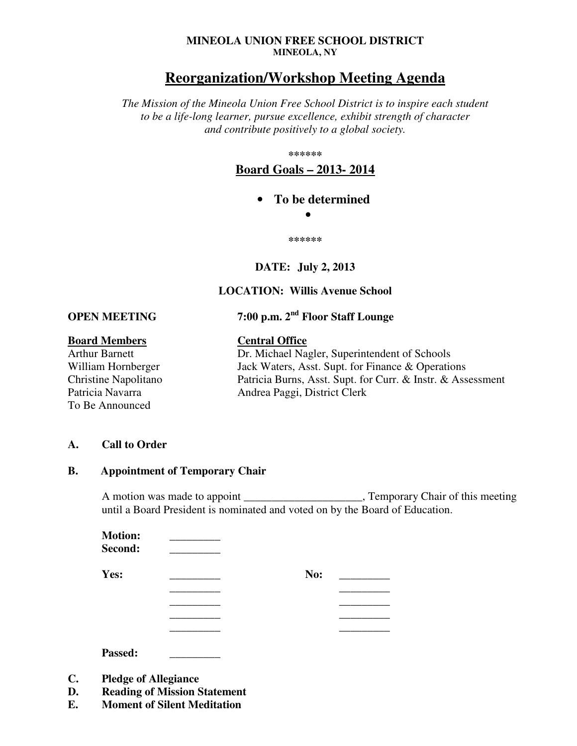**MINEOLA UNION FREE SCHOOL DISTRICT**
**MINEOLA, NY**

# Reorganization/Workshop Meeting Agenda

*The Mission of the Mineola Union Free School District is to inspire each student to be a life-long learner, pursue excellence, exhibit strength of character and contribute positively to a global society.*

******

## Board Goals – 2013- 2014

- **To be determined**
-

******

**DATE: July 2, 2013**

**LOCATION: Willis Avenue School**

**OPEN MEETING** **7:00 p.m. 2nd Floor Staff Lounge**

| **Board Members** | **Central Office** |
|---|---|
| Arthur Barnett | Dr. Michael Nagler, Superintendent of Schools |
| William Hornberger | Jack Waters, Asst. Supt. for Finance & Operations |
| Christine Napolitano | Patricia Burns, Asst. Supt. for Curr. & Instr. & Assessment |
| Patricia Navarra | Andrea Paggi, District Clerk |
| To Be Announced | |

**A. Call to Order**

**B. Appointment of Temporary Chair**

A motion was made to appoint ____________________, Temporary Chair of this meeting until a Board President is nominated and voted on by the Board of Education.

**Motion:** _________
**Second:** _________

| **Yes:** | _________ | **No:** | _________ |
|---|---|---|---|
| | _________ | | _________ |
| | _________ | | _________ |
| | _________ | | _________ |
| | _________ | | _________ |

**Passed:** _________

**C. Pledge of Allegiance**
**D. Reading of Mission Statement**
**E. Moment of Silent Meditation**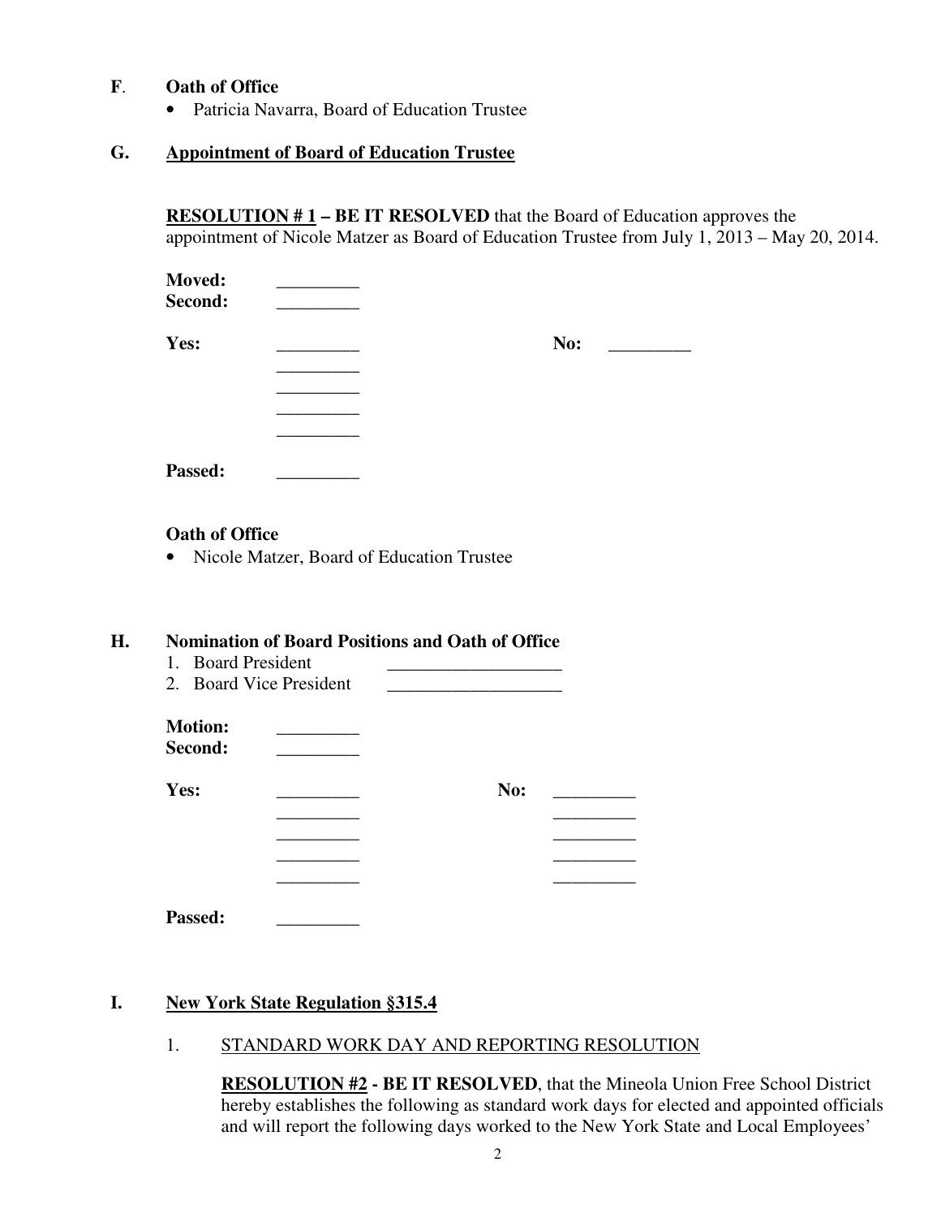**F**. **Oath of Office**

- Patricia Navarra, Board of Education Trustee

**G.** **Appointment of Board of Education Trustee**

**RESOLUTION # 1 – BE IT RESOLVED** that the Board of Education approves the appointment of Nicole Matzer as Board of Education Trustee from July 1, 2013 – May 20, 2014.

**Moved:** _________
**Second:** _________

**Yes:** _________ **No:** _________
_________
_________
_________
_________

**Passed:** _________

**Oath of Office**

- Nicole Matzer, Board of Education Trustee

**H.** **Nomination of Board Positions and Oath of Office**

1. Board President ___________________
2. Board Vice President ___________________

**Motion:** _________
**Second:** _________

**Yes:** _________ **No:** _________
_________ _________
_________ _________
_________ _________
_________ _________

**Passed:** _________

**I.** **New York State Regulation §315.4**

1. STANDARD WORK DAY AND REPORTING RESOLUTION

**RESOLUTION #2 - BE IT RESOLVED**, that the Mineola Union Free School District hereby establishes the following as standard work days for elected and appointed officials and will report the following days worked to the New York State and Local Employees'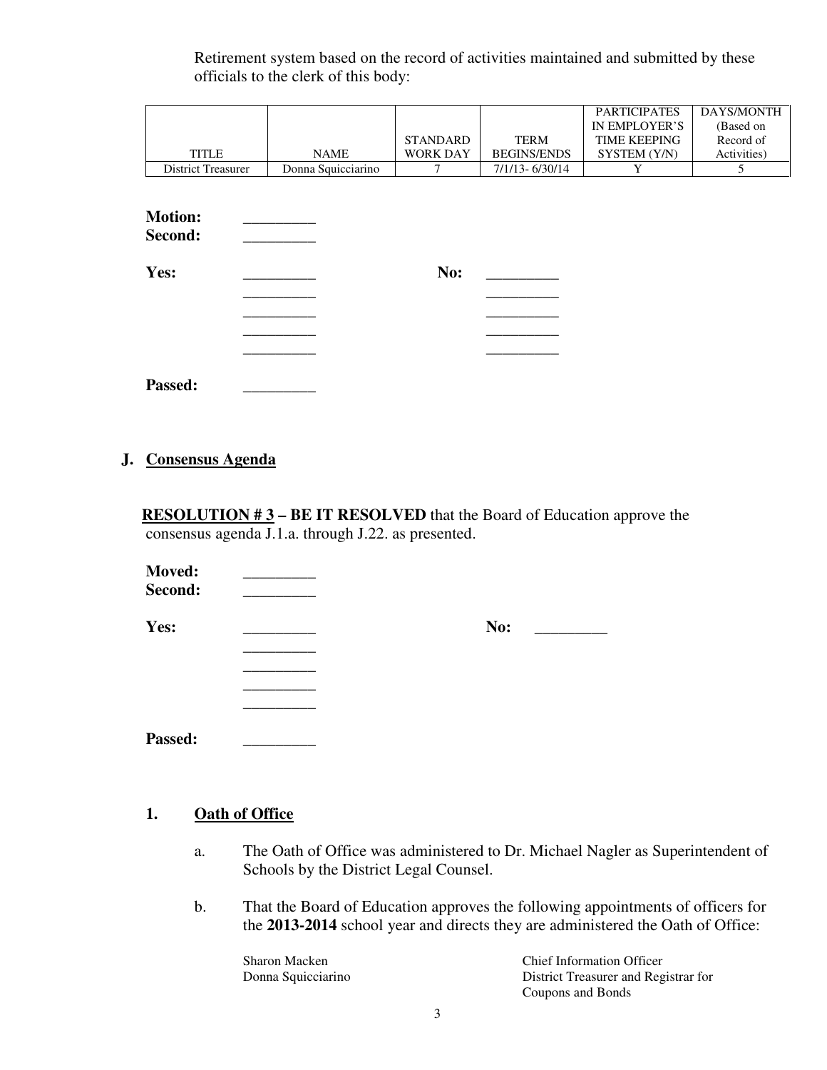Retirement system based on the record of activities maintained and submitted by these officials to the clerk of this body:

| TITLE | NAME | STANDARD WORK DAY | TERM BEGINS/ENDS | PARTICIPATES IN EMPLOYER'S TIME KEEPING SYSTEM (Y/N) | DAYS/MONTH (Based on Record of Activities) |
|---|---|---|---|---|---|
| District Treasurer | Donna Squicciarino | 7 | 7/1/13- 6/30/14 | Y | 5 |

**Motion:** _________
**Second:** _________

**Yes:** _________ **No:** _________
_________ _________
_________ _________
_________ _________
_________ _________

**Passed:** _________

## J. Consensus Agenda

**RESOLUTION # 3 – BE IT RESOLVED** that the Board of Education approve the consensus agenda J.1.a. through J.22. as presented.

**Moved:** _________
**Second:** _________

**Yes:** _________ **No:** _________
_________
_________
_________
_________

**Passed:** _________

### 1. Oath of Office

a. The Oath of Office was administered to Dr. Michael Nagler as Superintendent of Schools by the District Legal Counsel.

b. That the Board of Education approves the following appointments of officers for the **2013-2014** school year and directs they are administered the Oath of Office:

| | |
|---|---|
| Sharon Macken | Chief Information Officer |
| Donna Squicciarino | District Treasurer and Registrar for Coupons and Bonds |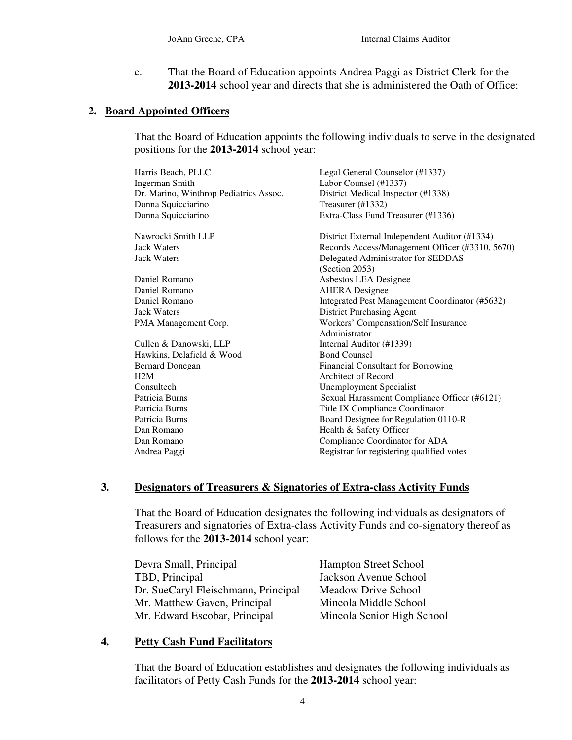| JoAnn Greene, CPA | Internal Claims Auditor |
|---|---|

c. That the Board of Education appoints Andrea Paggi as District Clerk for the **2013-2014** school year and directs that she is administered the Oath of Office:

## 2. Board Appointed Officers

That the Board of Education appoints the following individuals to serve in the designated positions for the **2013-2014** school year:

| Name | Position |
|---|---|
| Harris Beach, PLLC | Legal General Counselor (#1337) |
| Ingerman Smith | Labor Counsel (#1337) |
| Dr. Marino, Winthrop Pediatrics Assoc. | District Medical Inspector (#1338) |
| Donna Squicciarino | Treasurer (#1332) |
| Donna Squicciarino | Extra-Class Fund Treasurer (#1336) |
| Nawrocki Smith LLP | District External Independent Auditor (#1334) |
| Jack Waters | Records Access/Management Officer (#3310, 5670) |
| Jack Waters | Delegated Administrator for SEDDAS (Section 2053) |
| Daniel Romano | Asbestos LEA Designee |
| Daniel Romano | AHERA Designee |
| Daniel Romano | Integrated Pest Management Coordinator (#5632) |
| Jack Waters | District Purchasing Agent |
| PMA Management Corp. | Workers' Compensation/Self Insurance Administrator |
| Cullen & Danowski, LLP | Internal Auditor (#1339) |
| Hawkins, Delafield & Wood | Bond Counsel |
| Bernard Donegan | Financial Consultant for Borrowing |
| H2M | Architect of Record |
| Consultech | Unemployment Specialist |
| Patricia Burns | Sexual Harassment Compliance Officer (#6121) |
| Patricia Burns | Title IX Compliance Coordinator |
| Patricia Burns | Board Designee for Regulation 0110-R |
| Dan Romano | Health & Safety Officer |
| Dan Romano | Compliance Coordinator for ADA |
| Andrea Paggi | Registrar for registering qualified votes |

## 3. Designators of Treasurers & Signatories of Extra-class Activity Funds

That the Board of Education designates the following individuals as designators of Treasurers and signatories of Extra-class Activity Funds and co-signatory thereof as follows for the **2013-2014** school year:

| Name | School |
|---|---|
| Devra Small, Principal | Hampton Street School |
| TBD, Principal | Jackson Avenue School |
| Dr. SueCaryl Fleischmann, Principal | Meadow Drive School |
| Mr. Matthew Gaven, Principal | Mineola Middle School |
| Mr. Edward Escobar, Principal | Mineola Senior High School |

## 4. Petty Cash Fund Facilitators

That the Board of Education establishes and designates the following individuals as facilitators of Petty Cash Funds for the **2013-2014** school year: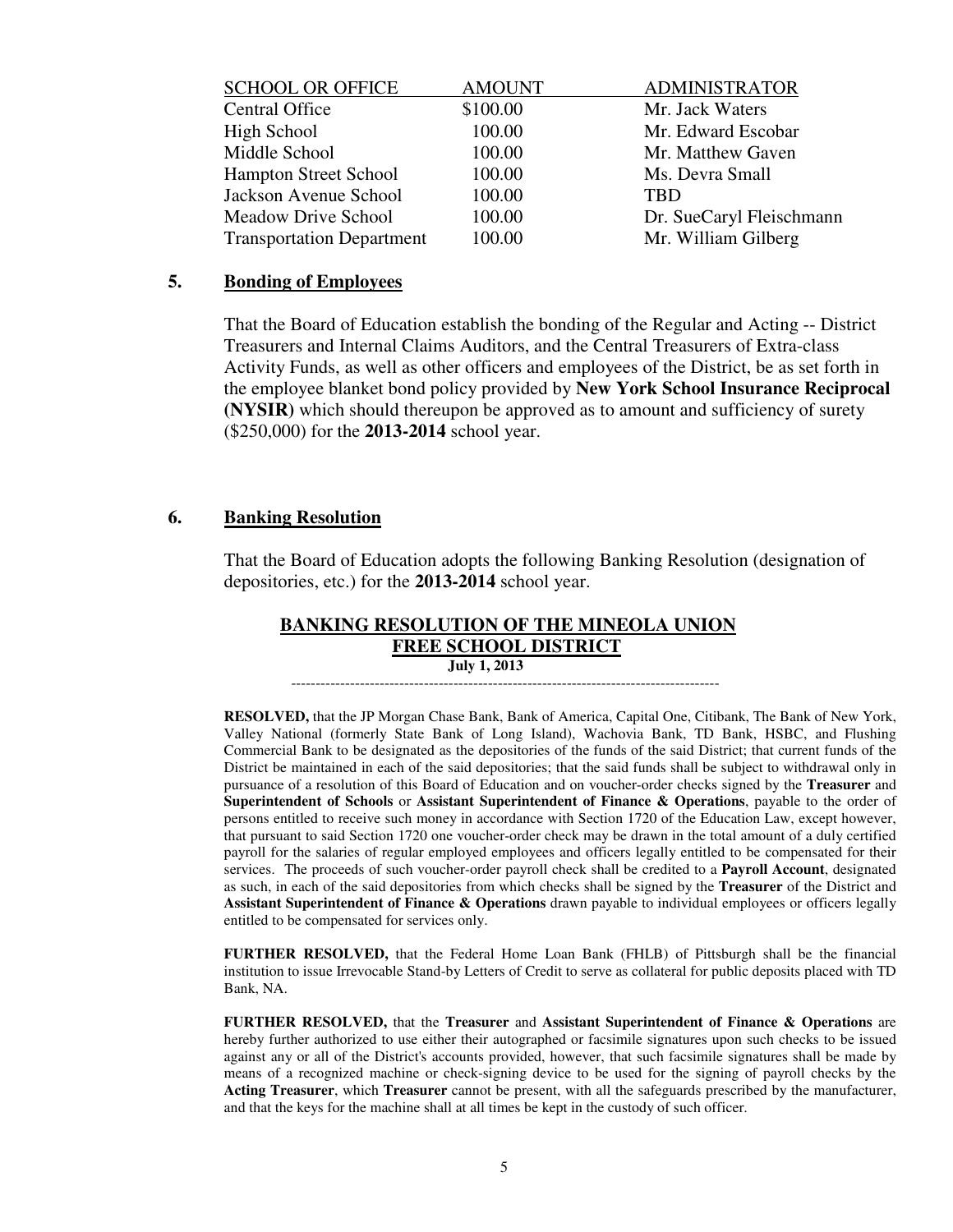| SCHOOL OR OFFICE | AMOUNT | ADMINISTRATOR |
|---|---|---|
| Central Office | $100.00 | Mr. Jack Waters |
| High School | 100.00 | Mr. Edward Escobar |
| Middle School | 100.00 | Mr. Matthew Gaven |
| Hampton Street School | 100.00 | Ms. Devra Small |
| Jackson Avenue School | 100.00 | TBD |
| Meadow Drive School | 100.00 | Dr. SueCaryl Fleischmann |
| Transportation Department | 100.00 | Mr. William Gilberg |

## 5. Bonding of Employees

That the Board of Education establish the bonding of the Regular and Acting -- District Treasurers and Internal Claims Auditors, and the Central Treasurers of Extra-class Activity Funds, as well as other officers and employees of the District, be as set forth in the employee blanket bond policy provided by **New York School Insurance Reciprocal (NYSIR)** which should thereupon be approved as to amount and sufficiency of surety ($250,000) for the **2013-2014** school year.

## 6. Banking Resolution

That the Board of Education adopts the following Banking Resolution (designation of depositories, etc.) for the **2013-2014** school year.

### BANKING RESOLUTION OF THE MINEOLA UNION FREE SCHOOL DISTRICT

**July 1, 2013**

---

**RESOLVED,** that the JP Morgan Chase Bank, Bank of America, Capital One, Citibank, The Bank of New York, Valley National (formerly State Bank of Long Island), Wachovia Bank, TD Bank, HSBC, and Flushing Commercial Bank to be designated as the depositories of the funds of the said District; that current funds of the District be maintained in each of the said depositories; that the said funds shall be subject to withdrawal only in pursuance of a resolution of this Board of Education and on voucher-order checks signed by the **Treasurer** and **Superintendent of Schools** or **Assistant Superintendent of Finance & Operations**, payable to the order of persons entitled to receive such money in accordance with Section 1720 of the Education Law, except however, that pursuant to said Section 1720 one voucher-order check may be drawn in the total amount of a duly certified payroll for the salaries of regular employed employees and officers legally entitled to be compensated for their services. The proceeds of such voucher-order payroll check shall be credited to a **Payroll Account**, designated as such, in each of the said depositories from which checks shall be signed by the **Treasurer** of the District and **Assistant Superintendent of Finance & Operations** drawn payable to individual employees or officers legally entitled to be compensated for services only.

**FURTHER RESOLVED,** that the Federal Home Loan Bank (FHLB) of Pittsburgh shall be the financial institution to issue Irrevocable Stand-by Letters of Credit to serve as collateral for public deposits placed with TD Bank, NA.

**FURTHER RESOLVED,** that the **Treasurer** and **Assistant Superintendent of Finance & Operations** are hereby further authorized to use either their autographed or facsimile signatures upon such checks to be issued against any or all of the District's accounts provided, however, that such facsimile signatures shall be made by means of a recognized machine or check-signing device to be used for the signing of payroll checks by the **Acting Treasurer**, which **Treasurer** cannot be present, with all the safeguards prescribed by the manufacturer, and that the keys for the machine shall at all times be kept in the custody of such officer.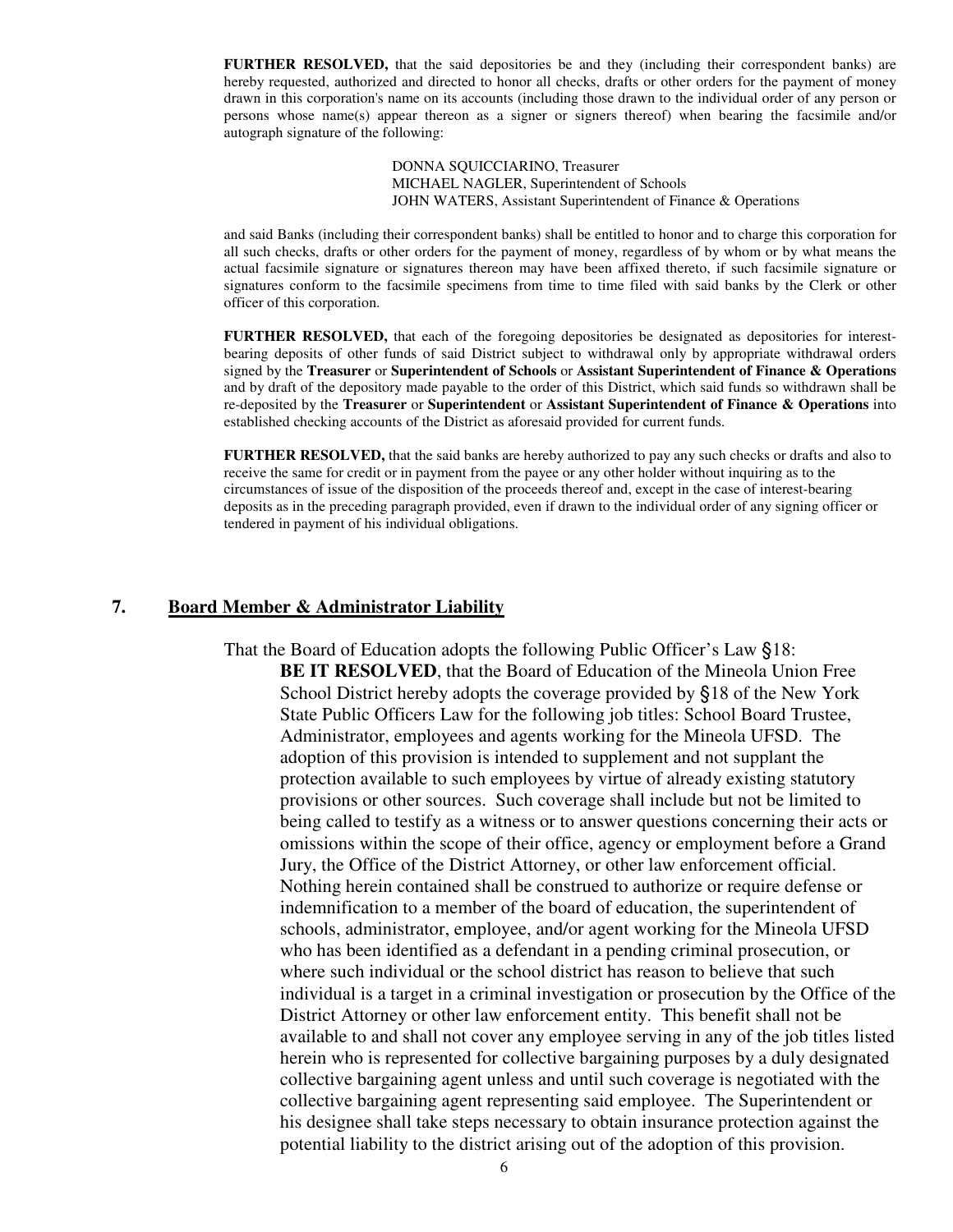**FURTHER RESOLVED,** that the said depositories be and they (including their correspondent banks) are hereby requested, authorized and directed to honor all checks, drafts or other orders for the payment of money drawn in this corporation's name on its accounts (including those drawn to the individual order of any person or persons whose name(s) appear thereon as a signer or signers thereof) when bearing the facsimile and/or autograph signature of the following:

DONNA SQUICCIARINO, Treasurer
MICHAEL NAGLER, Superintendent of Schools
JOHN WATERS, Assistant Superintendent of Finance & Operations

and said Banks (including their correspondent banks) shall be entitled to honor and to charge this corporation for all such checks, drafts or other orders for the payment of money, regardless of by whom or by what means the actual facsimile signature or signatures thereon may have been affixed thereto, if such facsimile signature or signatures conform to the facsimile specimens from time to time filed with said banks by the Clerk or other officer of this corporation.

**FURTHER RESOLVED,** that each of the foregoing depositories be designated as depositories for interest-bearing deposits of other funds of said District subject to withdrawal only by appropriate withdrawal orders signed by the **Treasurer** or **Superintendent of Schools** or **Assistant Superintendent of Finance & Operations** and by draft of the depository made payable to the order of this District, which said funds so withdrawn shall be re-deposited by the **Treasurer** or **Superintendent** or **Assistant Superintendent of Finance & Operations** into established checking accounts of the District as aforesaid provided for current funds.

**FURTHER RESOLVED,** that the said banks are hereby authorized to pay any such checks or drafts and also to receive the same for credit or in payment from the payee or any other holder without inquiring as to the circumstances of issue of the disposition of the proceeds thereof and, except in the case of interest-bearing deposits as in the preceding paragraph provided, even if drawn to the individual order of any signing officer or tendered in payment of his individual obligations.

## 7. Board Member & Administrator Liability

That the Board of Education adopts the following Public Officer's Law §18:

**BE IT RESOLVED**, that the Board of Education of the Mineola Union Free School District hereby adopts the coverage provided by §18 of the New York State Public Officers Law for the following job titles: School Board Trustee, Administrator, employees and agents working for the Mineola UFSD. The adoption of this provision is intended to supplement and not supplant the protection available to such employees by virtue of already existing statutory provisions or other sources. Such coverage shall include but not be limited to being called to testify as a witness or to answer questions concerning their acts or omissions within the scope of their office, agency or employment before a Grand Jury, the Office of the District Attorney, or other law enforcement official. Nothing herein contained shall be construed to authorize or require defense or indemnification to a member of the board of education, the superintendent of schools, administrator, employee, and/or agent working for the Mineola UFSD who has been identified as a defendant in a pending criminal prosecution, or where such individual or the school district has reason to believe that such individual is a target in a criminal investigation or prosecution by the Office of the District Attorney or other law enforcement entity. This benefit shall not be available to and shall not cover any employee serving in any of the job titles listed herein who is represented for collective bargaining purposes by a duly designated collective bargaining agent unless and until such coverage is negotiated with the collective bargaining agent representing said employee. The Superintendent or his designee shall take steps necessary to obtain insurance protection against the potential liability to the district arising out of the adoption of this provision.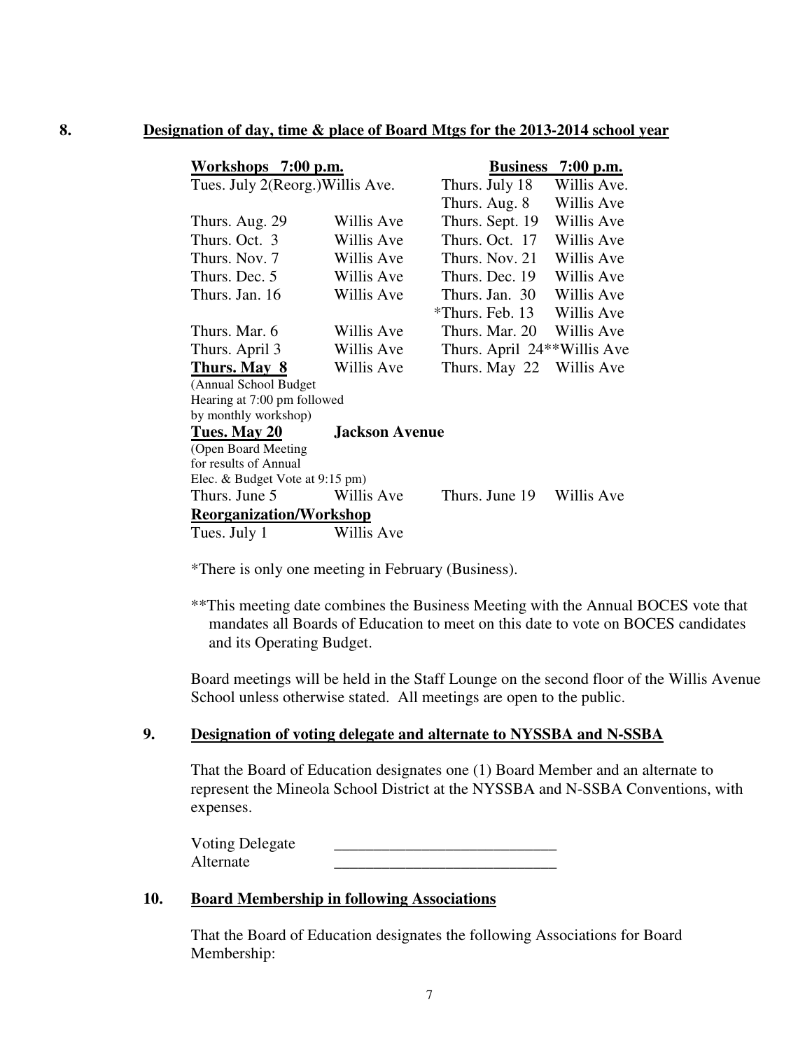**8. Designation of day, time & place of Board Mtgs for the 2013-2014 school year**

| **Workshops 7:00 p.m.** | | **Business 7:00 p.m.** | |
|---|---|---|---|
| Tues. July 2(Reorg.) | Willis Ave. | Thurs. July 18 | Willis Ave. |
| | | Thurs. Aug. 8 | Willis Ave |
| Thurs. Aug. 29 | Willis Ave | Thurs. Sept. 19 | Willis Ave |
| Thurs. Oct. 3 | Willis Ave | Thurs. Oct. 17 | Willis Ave |
| Thurs. Nov. 7 | Willis Ave | Thurs. Nov. 21 | Willis Ave |
| Thurs. Dec. 5 | Willis Ave | Thurs. Dec. 19 | Willis Ave |
| Thurs. Jan. 16 | Willis Ave | Thurs. Jan. 30 | Willis Ave |
| | | *Thurs. Feb. 13 | Willis Ave |
| Thurs. Mar. 6 | Willis Ave | Thurs. Mar. 20 | Willis Ave |
| Thurs. April 3 | Willis Ave | Thurs. April 24** | Willis Ave |
| **Thurs. May 8** (Annual School Budget Hearing at 7:00 pm followed by monthly workshop) | Willis Ave | Thurs. May 22 | Willis Ave |
| **Tues. May 20** (Open Board Meeting for results of Annual Elec. & Budget Vote at 9:15 pm) | **Jackson Avenue** | | |
| Thurs. June 5 | Willis Ave | Thurs. June 19 | Willis Ave |
| **Reorganization/Workshop** | | | |
| Tues. July 1 | Willis Ave | | |

*There is only one meeting in February (Business).

**This meeting date combines the Business Meeting with the Annual BOCES vote that mandates all Boards of Education to meet on this date to vote on BOCES candidates and its Operating Budget.

Board meetings will be held in the Staff Lounge on the second floor of the Willis Avenue School unless otherwise stated. All meetings are open to the public.

**9. Designation of voting delegate and alternate to NYSSBA and N-SSBA**

That the Board of Education designates one (1) Board Member and an alternate to represent the Mineola School District at the NYSSBA and N-SSBA Conventions, with expenses.

Voting Delegate ____________________________

Alternate ____________________________

**10. Board Membership in following Associations**

That the Board of Education designates the following Associations for Board Membership: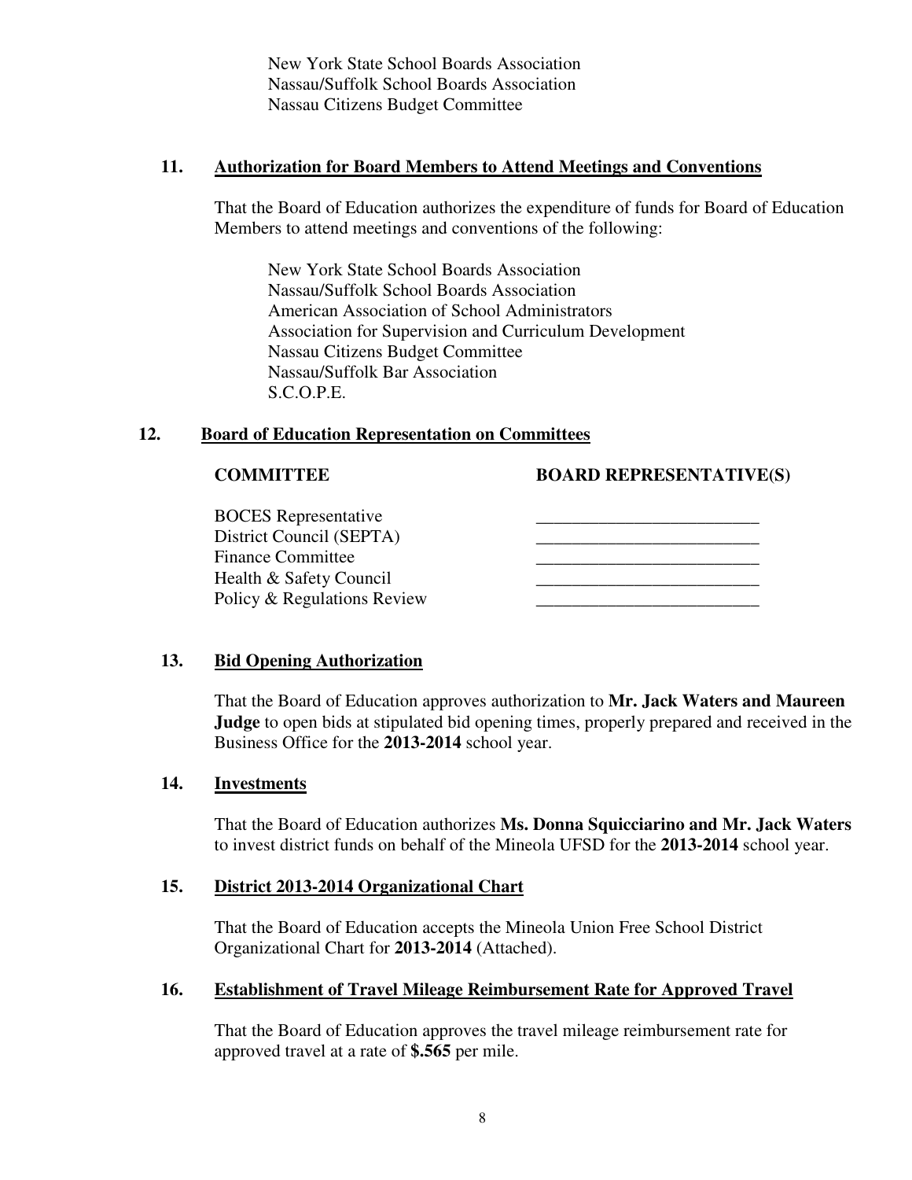New York State School Boards Association
Nassau/Suffolk School Boards Association
Nassau Citizens Budget Committee

**11. Authorization for Board Members to Attend Meetings and Conventions**

That the Board of Education authorizes the expenditure of funds for Board of Education Members to attend meetings and conventions of the following:

New York State School Boards Association
Nassau/Suffolk School Boards Association
American Association of School Administrators
Association for Supervision and Curriculum Development
Nassau Citizens Budget Committee
Nassau/Suffolk Bar Association
S.C.O.P.E.

**12. Board of Education Representation on Committees**

| COMMITTEE | BOARD REPRESENTATIVE(S) |
| --- | --- |
| BOCES Representative | _________________________ |
| District Council (SEPTA) | _________________________ |
| Finance Committee | _________________________ |
| Health & Safety Council | _________________________ |
| Policy & Regulations Review | _________________________ |

**13. Bid Opening Authorization**

That the Board of Education approves authorization to **Mr. Jack Waters and Maureen Judge** to open bids at stipulated bid opening times, properly prepared and received in the Business Office for the **2013-2014** school year.

**14. Investments**

That the Board of Education authorizes **Ms. Donna Squicciarino and Mr. Jack Waters** to invest district funds on behalf of the Mineola UFSD for the **2013-2014** school year.

**15. District 2013-2014 Organizational Chart**

That the Board of Education accepts the Mineola Union Free School District Organizational Chart for **2013-2014** (Attached).

**16. Establishment of Travel Mileage Reimbursement Rate for Approved Travel**

That the Board of Education approves the travel mileage reimbursement rate for approved travel at a rate of **$.565** per mile.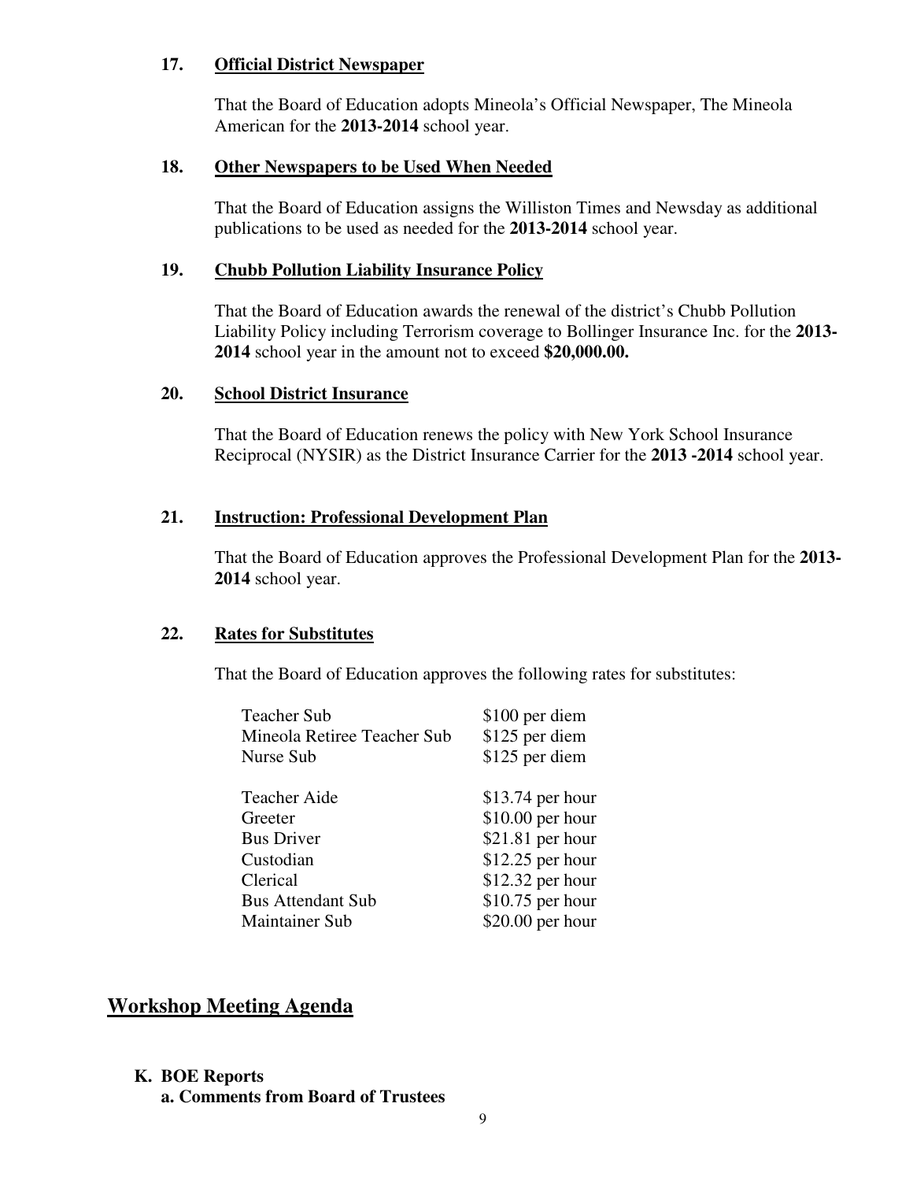**17. Official District Newspaper**

That the Board of Education adopts Mineola's Official Newspaper, The Mineola American for the **2013-2014** school year.

**18. Other Newspapers to be Used When Needed**

That the Board of Education assigns the Williston Times and Newsday as additional publications to be used as needed for the **2013-2014** school year.

**19. Chubb Pollution Liability Insurance Policy**

That the Board of Education awards the renewal of the district's Chubb Pollution Liability Policy including Terrorism coverage to Bollinger Insurance Inc. for the **2013-2014** school year in the amount not to exceed **$20,000.00.**

**20. School District Insurance**

That the Board of Education renews the policy with New York School Insurance Reciprocal (NYSIR) as the District Insurance Carrier for the **2013 -2014** school year.

**21. Instruction: Professional Development Plan**

That the Board of Education approves the Professional Development Plan for the **2013-2014** school year.

**22. Rates for Substitutes**

That the Board of Education approves the following rates for substitutes:

| | |
|---|---|
| Teacher Sub | $100 per diem |
| Mineola Retiree Teacher Sub | $125 per diem |
| Nurse Sub | $125 per diem |
| Teacher Aide | $13.74 per hour |
| Greeter | $10.00 per hour |
| Bus Driver | $21.81 per hour |
| Custodian | $12.25 per hour |
| Clerical | $12.32 per hour |
| Bus Attendant Sub | $10.75 per hour |
| Maintainer Sub | $20.00 per hour |

## Workshop Meeting Agenda

**K. BOE Reports**

**a. Comments from Board of Trustees**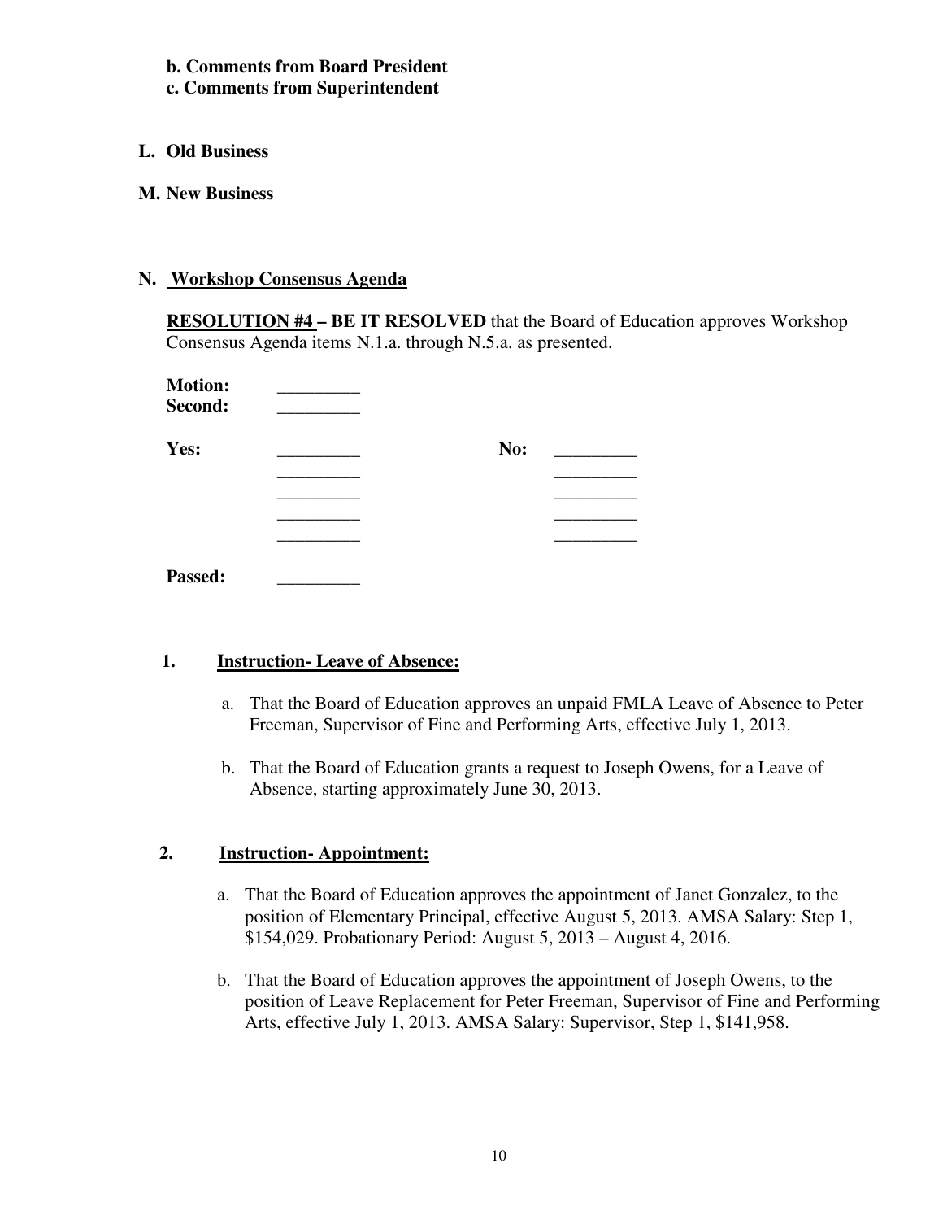**b. Comments from Board President**

**c. Comments from Superintendent**

## L. Old Business

## M. New Business

## N. Workshop Consensus Agenda

**RESOLUTION #4 – BE IT RESOLVED** that the Board of Education approves Workshop Consensus Agenda items N.1.a. through N.5.a. as presented.

**Motion:** _________
**Second:** _________

| **Yes:** | _________ | **No:** | _________ |
|---|---|---|---|
| | _________ | | _________ |
| | _________ | | _________ |
| | _________ | | _________ |
| | _________ | | _________ |

**Passed:** _________

### 1. Instruction- Leave of Absence:

a. That the Board of Education approves an unpaid FMLA Leave of Absence to Peter Freeman, Supervisor of Fine and Performing Arts, effective July 1, 2013.

b. That the Board of Education grants a request to Joseph Owens, for a Leave of Absence, starting approximately June 30, 2013.

### 2. Instruction- Appointment:

a. That the Board of Education approves the appointment of Janet Gonzalez, to the position of Elementary Principal, effective August 5, 2013. AMSA Salary: Step 1, $154,029. Probationary Period: August 5, 2013 – August 4, 2016.

b. That the Board of Education approves the appointment of Joseph Owens, to the position of Leave Replacement for Peter Freeman, Supervisor of Fine and Performing Arts, effective July 1, 2013. AMSA Salary: Supervisor, Step 1, $141,958.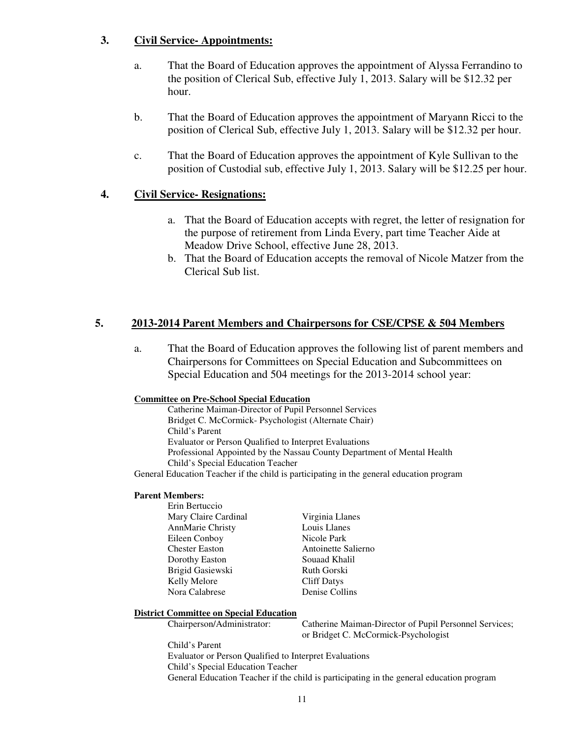## 3. Civil Service- Appointments:

a. That the Board of Education approves the appointment of Alyssa Ferrandino to the position of Clerical Sub, effective July 1, 2013. Salary will be $12.32 per hour.

b. That the Board of Education approves the appointment of Maryann Ricci to the position of Clerical Sub, effective July 1, 2013. Salary will be $12.32 per hour.

c. That the Board of Education approves the appointment of Kyle Sullivan to the position of Custodial sub, effective July 1, 2013. Salary will be $12.25 per hour.

## 4. Civil Service- Resignations:

a. That the Board of Education accepts with regret, the letter of resignation for the purpose of retirement from Linda Every, part time Teacher Aide at Meadow Drive School, effective June 28, 2013.
b. That the Board of Education accepts the removal of Nicole Matzer from the Clerical Sub list.

## 5. 2013-2014 Parent Members and Chairpersons for CSE/CPSE & 504 Members

a. That the Board of Education approves the following list of parent members and Chairpersons for Committees on Special Education and Subcommittees on Special Education and 504 meetings for the 2013-2014 school year:

**Committee on Pre-School Special Education**

Catherine Maiman-Director of Pupil Personnel Services
Bridget C. McCormick- Psychologist (Alternate Chair)
Child's Parent
Evaluator or Person Qualified to Interpret Evaluations
Professional Appointed by the Nassau County Department of Mental Health
Child's Special Education Teacher
General Education Teacher if the child is participating in the general education program

**Parent Members:**

Erin Bertuccio
Mary Claire Cardinal
AnnMarie Christy
Eileen Conboy
Chester Easton
Dorothy Easton
Brigid Gasiewski
Kelly Melore
Nora Calabrese
Virginia Llanes
Louis Llanes
Nicole Park
Antoinette Salierno
Souaad Khalil
Ruth Gorski
Cliff Datys
Denise Collins

**District Committee on Special Education**

Chairperson/Administrator: Catherine Maiman-Director of Pupil Personnel Services; or Bridget C. McCormick-Psychologist
Child's Parent
Evaluator or Person Qualified to Interpret Evaluations
Child's Special Education Teacher
General Education Teacher if the child is participating in the general education program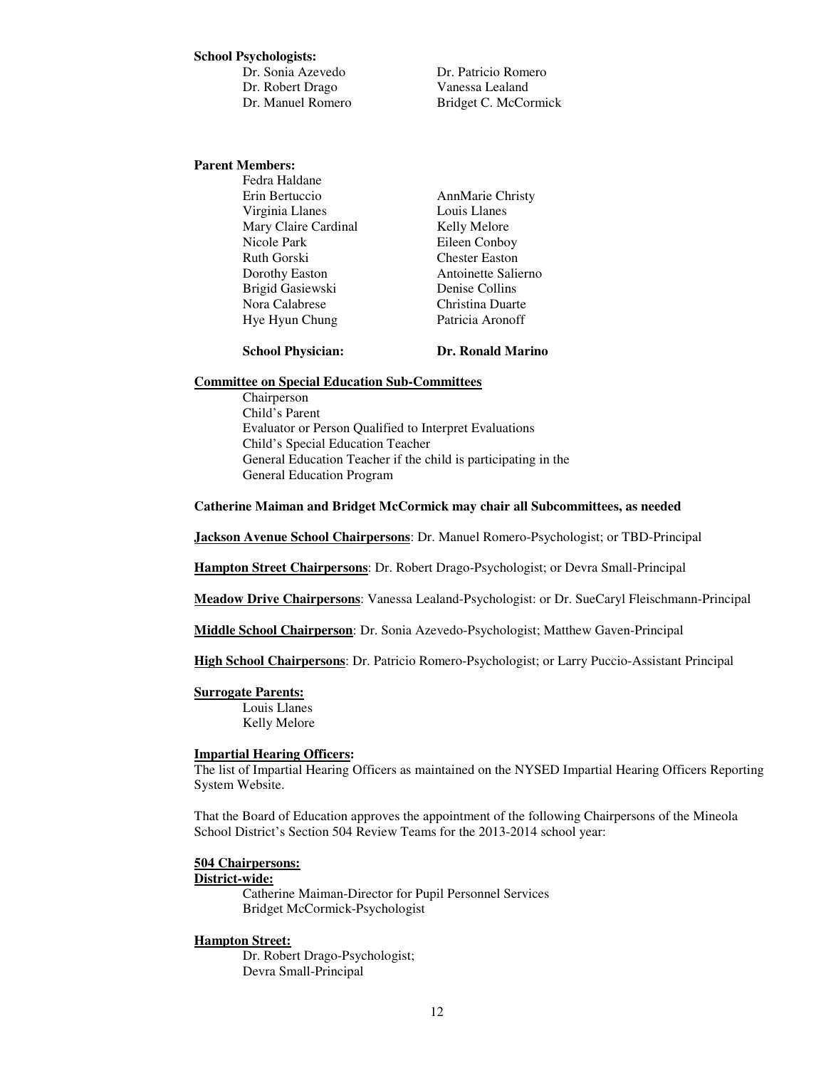**School Psychologists:**

Dr. Sonia Azevedo
Dr. Robert Drago
Dr. Manuel Romero
Dr. Patricio Romero
Vanessa Lealand
Bridget C. McCormick

**Parent Members:**

Fedra Haldane
Erin Bertuccio
Virginia Llanes
Mary Claire Cardinal
Nicole Park
Ruth Gorski
Dorothy Easton
Brigid Gasiewski
Nora Calabrese
Hye Hyun Chung
AnnMarie Christy
Louis Llanes
Kelly Melore
Eileen Conboy
Chester Easton
Antoinette Salierno
Denise Collins
Christina Duarte
Patricia Aronoff

**School Physician:** **Dr. Ronald Marino**

**Committee on Special Education Sub-Committees**

Chairperson
Child's Parent
Evaluator or Person Qualified to Interpret Evaluations
Child's Special Education Teacher
General Education Teacher if the child is participating in the General Education Program

**Catherine Maiman and Bridget McCormick may chair all Subcommittees, as needed**

**Jackson Avenue School Chairpersons**: Dr. Manuel Romero-Psychologist; or TBD-Principal

**Hampton Street Chairpersons**: Dr. Robert Drago-Psychologist; or Devra Small-Principal

**Meadow Drive Chairpersons**: Vanessa Lealand-Psychologist: or Dr. SueCaryl Fleischmann-Principal

**Middle School Chairperson**: Dr. Sonia Azevedo-Psychologist; Matthew Gaven-Principal

**High School Chairpersons**: Dr. Patricio Romero-Psychologist; or Larry Puccio-Assistant Principal

**Surrogate Parents:**

Louis Llanes
Kelly Melore

**Impartial Hearing Officers:**

The list of Impartial Hearing Officers as maintained on the NYSED Impartial Hearing Officers Reporting System Website.

That the Board of Education approves the appointment of the following Chairpersons of the Mineola School District's Section 504 Review Teams for the 2013-2014 school year:

**504 Chairpersons:**

**District-wide:**

Catherine Maiman-Director for Pupil Personnel Services
Bridget McCormick-Psychologist

**Hampton Street:**

Dr. Robert Drago-Psychologist;
Devra Small-Principal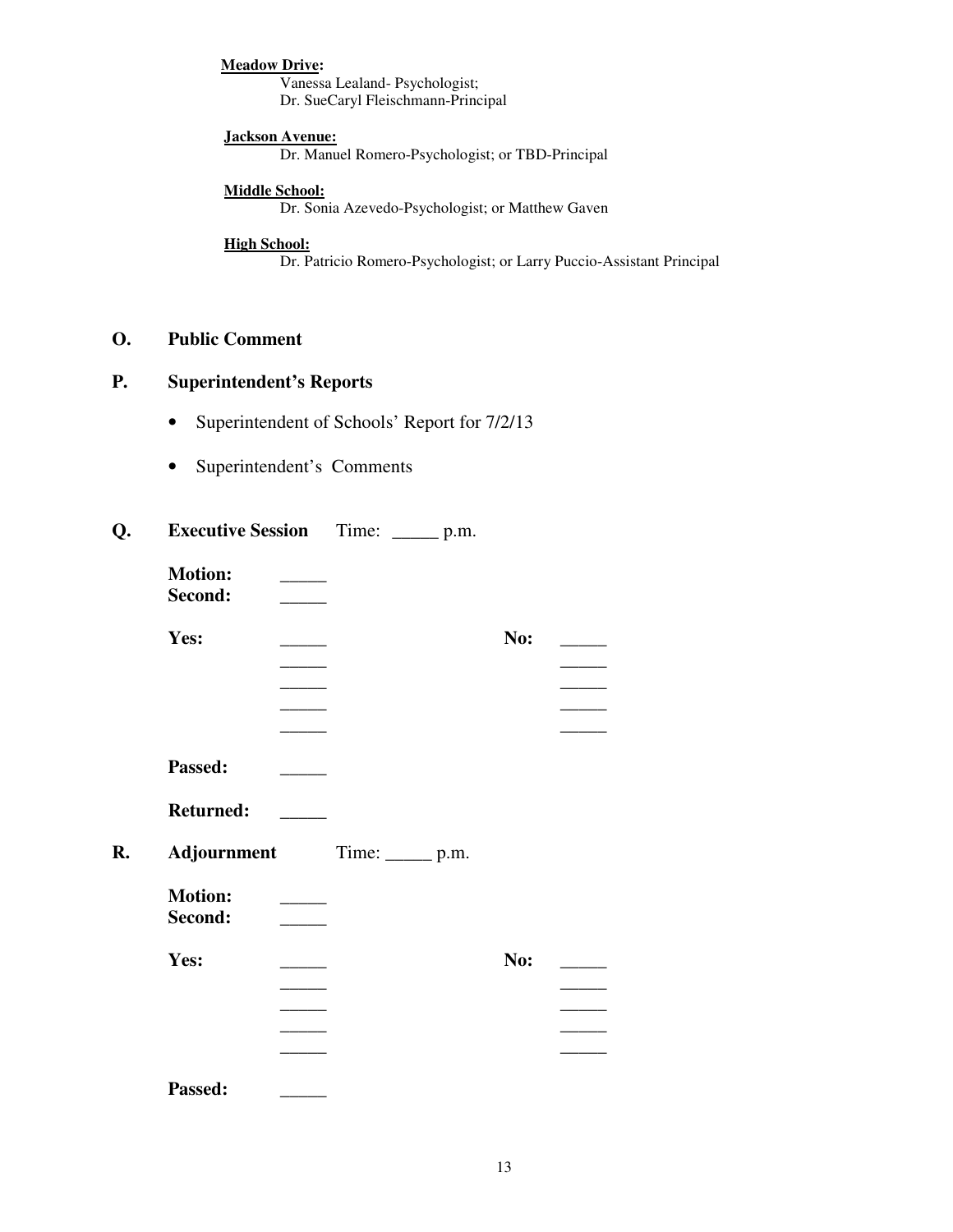**Meadow Drive:**

Vanessa Lealand- Psychologist;
Dr. SueCaryl Fleischmann-Principal

**Jackson Avenue:**

Dr. Manuel Romero-Psychologist; or TBD-Principal

**Middle School:**

Dr. Sonia Azevedo-Psychologist; or Matthew Gaven

**High School:**

Dr. Patricio Romero-Psychologist; or Larry Puccio-Assistant Principal

## O. Public Comment

## P. Superintendent's Reports

- Superintendent of Schools' Report for 7/2/13
- Superintendent's Comments

## Q. Executive Session Time: _____ p.m.

**Motion:** _____
**Second:** _____

| | | | |
|---|---|---|---|
| **Yes:** | _____ | **No:** | _____ |
| | _____ | | _____ |
| | _____ | | _____ |
| | _____ | | _____ |
| | _____ | | _____ |

**Passed:** _____

**Returned:** _____

## R. Adjournment Time: _____ p.m.

**Motion:** _____
**Second:** _____

| | | | |
|---|---|---|---|
| **Yes:** | _____ | **No:** | _____ |
| | _____ | | _____ |
| | _____ | | _____ |
| | _____ | | _____ |
| | _____ | | _____ |

**Passed:** _____